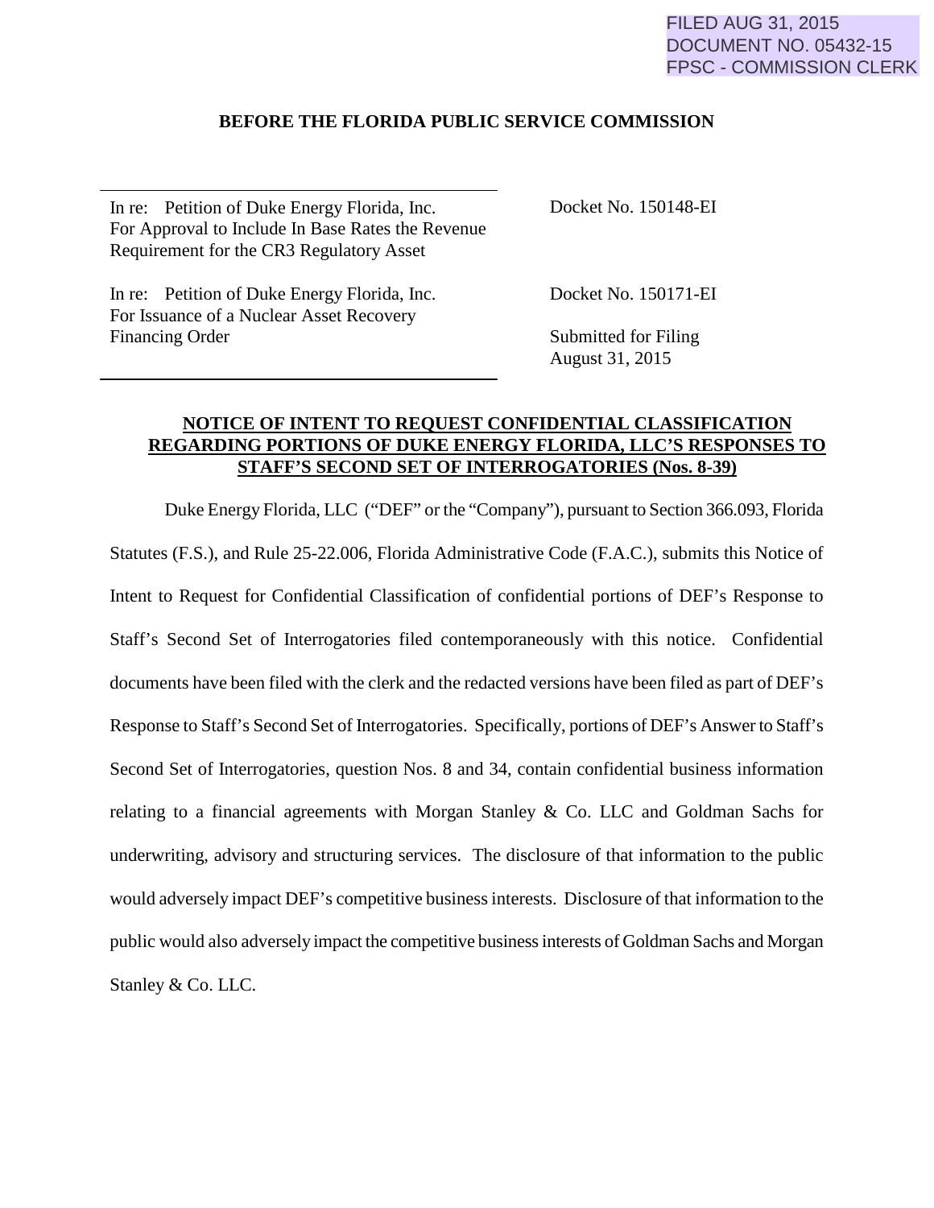FILED AUG 31, 2015
DOCUMENT NO. 05432-15
FPSC - COMMISSION CLERK

**BEFORE THE FLORIDA PUBLIC SERVICE COMMISSION**

| | |
|---|---|
| In re: Petition of Duke Energy Florida, Inc. For Approval to Include In Base Rates the Revenue Requirement for the CR3 Regulatory Asset | Docket No. 150148-EI |
| In re: Petition of Duke Energy Florida, Inc. For Issuance of a Nuclear Asset Recovery Financing Order | Docket No. 150171-EI<br><br>Submitted for Filing<br>August 31, 2015 |

**NOTICE OF INTENT TO REQUEST CONFIDENTIAL CLASSIFICATION REGARDING PORTIONS OF DUKE ENERGY FLORIDA, LLC'S RESPONSES TO STAFF'S SECOND SET OF INTERROGATORIES (Nos. 8-39)**

Duke Energy Florida, LLC ("DEF" or the "Company"), pursuant to Section 366.093, Florida Statutes (F.S.), and Rule 25-22.006, Florida Administrative Code (F.A.C.), submits this Notice of Intent to Request for Confidential Classification of confidential portions of DEF's Response to Staff's Second Set of Interrogatories filed contemporaneously with this notice. Confidential documents have been filed with the clerk and the redacted versions have been filed as part of DEF's Response to Staff's Second Set of Interrogatories. Specifically, portions of DEF's Answer to Staff's Second Set of Interrogatories, question Nos. 8 and 34, contain confidential business information relating to a financial agreements with Morgan Stanley & Co. LLC and Goldman Sachs for underwriting, advisory and structuring services. The disclosure of that information to the public would adversely impact DEF's competitive business interests. Disclosure of that information to the public would also adversely impact the competitive business interests of Goldman Sachs and Morgan Stanley & Co. LLC.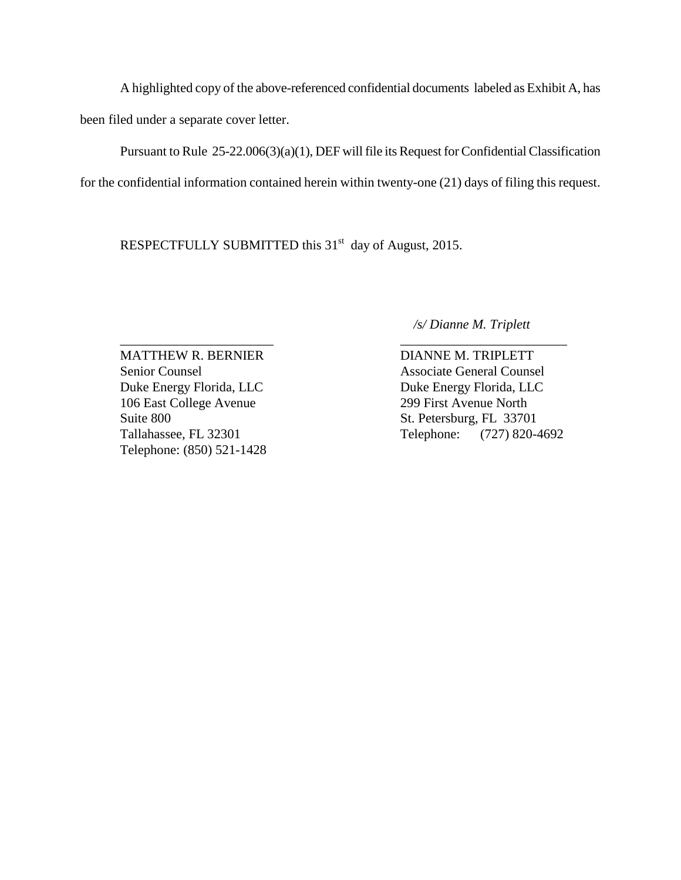A highlighted copy of the above-referenced confidential documents labeled as Exhibit A, has been filed under a separate cover letter.

Pursuant to Rule 25-22.006(3)(a)(1), DEF will file its Request for Confidential Classification for the confidential information contained herein within twenty-one (21) days of filing this request.

RESPECTFULLY SUBMITTED this 31st day of August, 2015.

_/s/ Dianne M. Triplett_

MATTHEW R. BERNIER
Senior Counsel
Duke Energy Florida, LLC
106 East College Avenue
Suite 800
Tallahassee, FL 32301
Telephone: (850) 521-1428

DIANNE M. TRIPLETT
Associate General Counsel
Duke Energy Florida, LLC
299 First Avenue North
St. Petersburg, FL 33701
Telephone: (727) 820-4692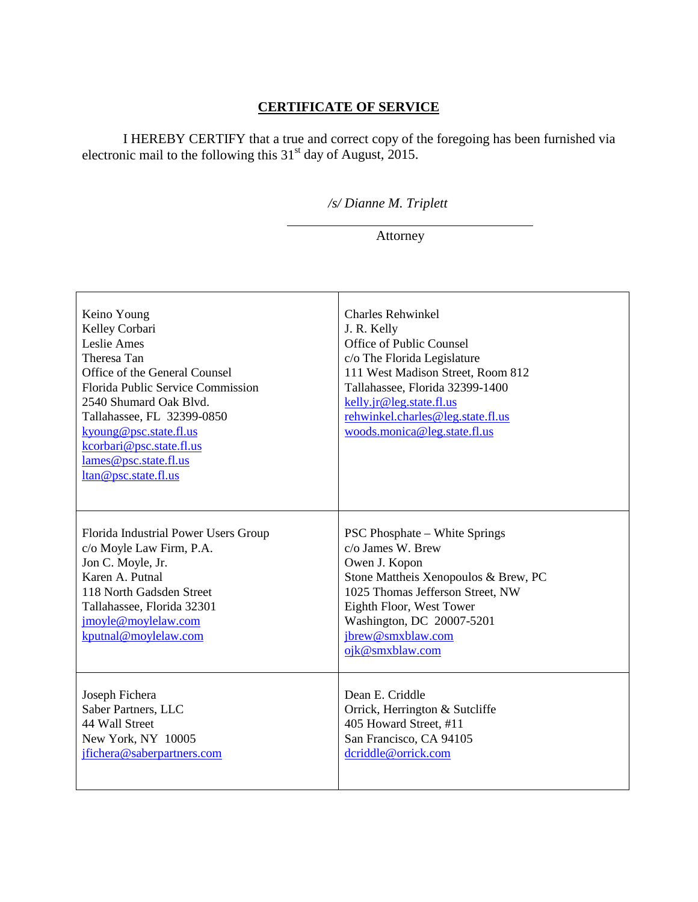## CERTIFICATE OF SERVICE

I HEREBY CERTIFY that a true and correct copy of the foregoing has been furnished via electronic mail to the following this 31st day of August, 2015.

*/s/ Dianne M. Triplett*

\_\_\_\_\_\_\_\_\_\_\_\_\_\_\_\_\_\_\_\_\_\_\_\_\_\_\_\_\_\_\_\_

Attorney

| | |
|---|---|
| Keino Young<br>Kelley Corbari<br>Leslie Ames<br>Theresa Tan<br>Office of the General Counsel<br>Florida Public Service Commission<br>2540 Shumard Oak Blvd.<br>Tallahassee, FL 32399-0850<br>kyoung@psc.state.fl.us<br>kcorbari@psc.state.fl.us<br>lames@psc.state.fl.us<br>ltan@psc.state.fl.us | Charles Rehwinkel<br>J. R. Kelly<br>Office of Public Counsel<br>c/o The Florida Legislature<br>111 West Madison Street, Room 812<br>Tallahassee, Florida 32399-1400<br>kelly.jr@leg.state.fl.us<br>rehwinkel.charles@leg.state.fl.us<br>woods.monica@leg.state.fl.us |
| Florida Industrial Power Users Group<br>c/o Moyle Law Firm, P.A.<br>Jon C. Moyle, Jr.<br>Karen A. Putnal<br>118 North Gadsden Street<br>Tallahassee, Florida 32301<br>jmoyle@moylelaw.com<br>kputnal@moylelaw.com | PSC Phosphate – White Springs<br>c/o James W. Brew<br>Owen J. Kopon<br>Stone Mattheis Xenopoulos & Brew, PC<br>1025 Thomas Jefferson Street, NW<br>Eighth Floor, West Tower<br>Washington, DC 20007-5201<br>jbrew@smxblaw.com<br>ojk@smxblaw.com |
| Joseph Fichera<br>Saber Partners, LLC<br>44 Wall Street<br>New York, NY 10005<br>jfichera@saberpartners.com | Dean E. Criddle<br>Orrick, Herrington & Sutcliffe<br>405 Howard Street, #11<br>San Francisco, CA 94105<br>dcriddle@orrick.com |